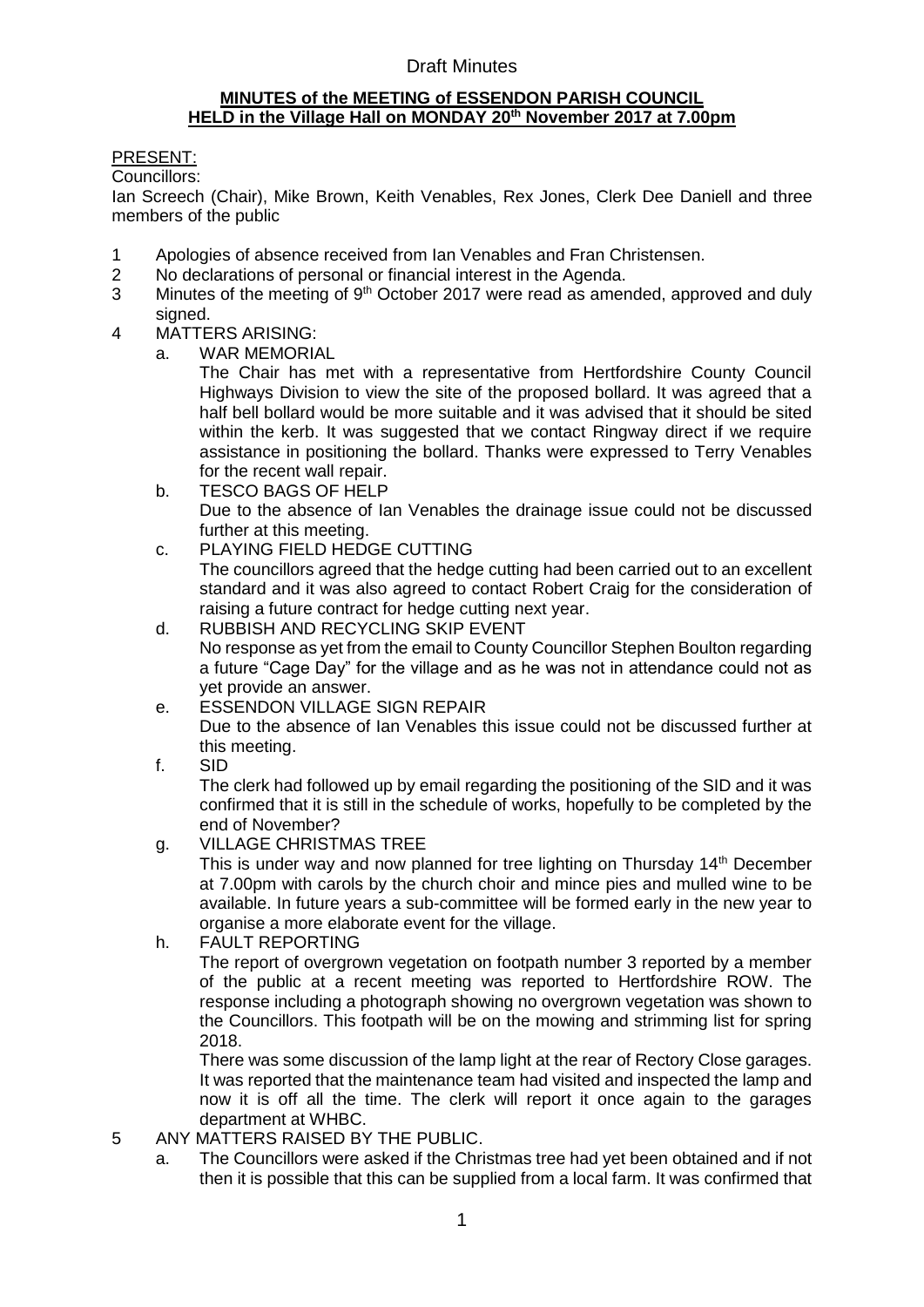Draft Minutes

**MINUTES of the MEETING of ESSENDON PARISH COUNCIL**
**HELD in the Village Hall on MONDAY 20th November 2017 at 7.00pm**

PRESENT:

Councillors:

Ian Screech (Chair), Mike Brown, Keith Venables, Rex Jones, Clerk Dee Daniell and three members of the public

1. Apologies of absence received from Ian Venables and Fran Christensen.
2. No declarations of personal or financial interest in the Agenda.
3. Minutes of the meeting of 9th October 2017 were read as amended, approved and duly signed.
4. MATTERS ARISING:
   a. WAR MEMORIAL
      The Chair has met with a representative from Hertfordshire County Council Highways Division to view the site of the proposed bollard. It was agreed that a half bell bollard would be more suitable and it was advised that it should be sited within the kerb. It was suggested that we contact Ringway direct if we require assistance in positioning the bollard. Thanks were expressed to Terry Venables for the recent wall repair.
   b. TESCO BAGS OF HELP
      Due to the absence of Ian Venables the drainage issue could not be discussed further at this meeting.
   c. PLAYING FIELD HEDGE CUTTING
      The councillors agreed that the hedge cutting had been carried out to an excellent standard and it was also agreed to contact Robert Craig for the consideration of raising a future contract for hedge cutting next year.
   d. RUBBISH AND RECYCLING SKIP EVENT
      No response as yet from the email to County Councillor Stephen Boulton regarding a future "Cage Day" for the village and as he was not in attendance could not as yet provide an answer.
   e. ESSENDON VILLAGE SIGN REPAIR
      Due to the absence of Ian Venables this issue could not be discussed further at this meeting.
   f. SID
      The clerk had followed up by email regarding the positioning of the SID and it was confirmed that it is still in the schedule of works, hopefully to be completed by the end of November?
   g. VILLAGE CHRISTMAS TREE
      This is under way and now planned for tree lighting on Thursday 14th December at 7.00pm with carols by the church choir and mince pies and mulled wine to be available. In future years a sub-committee will be formed early in the new year to organise a more elaborate event for the village.
   h. FAULT REPORTING
      The report of overgrown vegetation on footpath number 3 reported by a member of the public at a recent meeting was reported to Hertfordshire ROW. The response including a photograph showing no overgrown vegetation was shown to the Councillors. This footpath will be on the mowing and strimming list for spring 2018.

      There was some discussion of the lamp light at the rear of Rectory Close garages. It was reported that the maintenance team had visited and inspected the lamp and now it is off all the time. The clerk will report it once again to the garages department at WHBC.
5. ANY MATTERS RAISED BY THE PUBLIC.
   a. The Councillors were asked if the Christmas tree had yet been obtained and if not then it is possible that this can be supplied from a local farm. It was confirmed that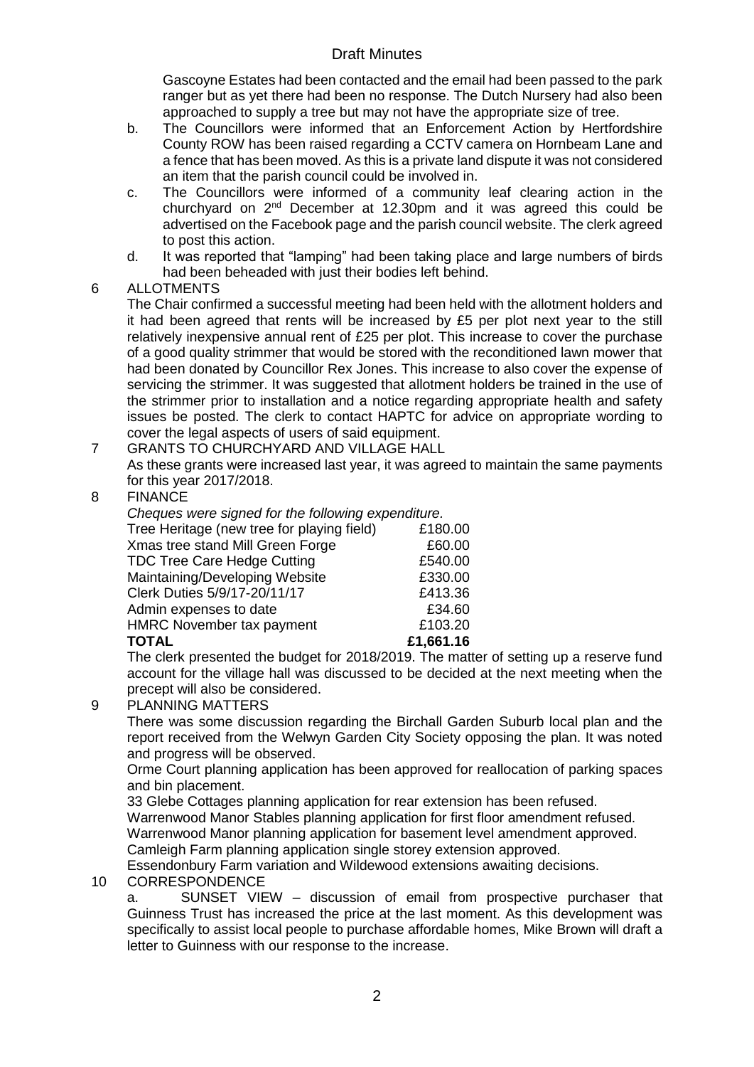Gascoyne Estates had been contacted and the email had been passed to the park ranger but as yet there had been no response. The Dutch Nursery had also been approached to supply a tree but may not have the appropriate size of tree.

b. The Councillors were informed that an Enforcement Action by Hertfordshire County ROW has been raised regarding a CCTV camera on Hornbeam Lane and a fence that has been moved. As this is a private land dispute it was not considered an item that the parish council could be involved in.

c. The Councillors were informed of a community leaf clearing action in the churchyard on 2nd December at 12.30pm and it was agreed this could be advertised on the Facebook page and the parish council website. The clerk agreed to post this action.

d. It was reported that "lamping" had been taking place and large numbers of birds had been beheaded with just their bodies left behind.

6 ALLOTMENTS

The Chair confirmed a successful meeting had been held with the allotment holders and it had been agreed that rents will be increased by £5 per plot next year to the still relatively inexpensive annual rent of £25 per plot. This increase to cover the purchase of a good quality strimmer that would be stored with the reconditioned lawn mower that had been donated by Councillor Rex Jones. This increase to also cover the expense of servicing the strimmer. It was suggested that allotment holders be trained in the use of the strimmer prior to installation and a notice regarding appropriate health and safety issues be posted. The clerk to contact HAPTC for advice on appropriate wording to cover the legal aspects of users of said equipment.

7 GRANTS TO CHURCHYARD AND VILLAGE HALL

As these grants were increased last year, it was agreed to maintain the same payments for this year 2017/2018.

8 FINANCE

*Cheques were signed for the following expenditure.*

| | |
|---|---|
| Tree Heritage (new tree for playing field) | £180.00 |
| Xmas tree stand Mill Green Forge | £60.00 |
| TDC Tree Care Hedge Cutting | £540.00 |
| Maintaining/Developing Website | £330.00 |
| Clerk Duties 5/9/17-20/11/17 | £413.36 |
| Admin expenses to date | £34.60 |
| HMRC November tax payment | £103.20 |
| **TOTAL** | **£1,661.16** |

The clerk presented the budget for 2018/2019. The matter of setting up a reserve fund account for the village hall was discussed to be decided at the next meeting when the precept will also be considered.

9 PLANNING MATTERS

There was some discussion regarding the Birchall Garden Suburb local plan and the report received from the Welwyn Garden City Society opposing the plan. It was noted and progress will be observed.

Orme Court planning application has been approved for reallocation of parking spaces and bin placement.

33 Glebe Cottages planning application for rear extension has been refused.

Warrenwood Manor Stables planning application for first floor amendment refused.

Warrenwood Manor planning application for basement level amendment approved.

Camleigh Farm planning application single storey extension approved.

Essendonbury Farm variation and Wildewood extensions awaiting decisions.

10 CORRESPONDENCE

a. SUNSET VIEW – discussion of email from prospective purchaser that Guinness Trust has increased the price at the last moment. As this development was specifically to assist local people to purchase affordable homes, Mike Brown will draft a letter to Guinness with our response to the increase.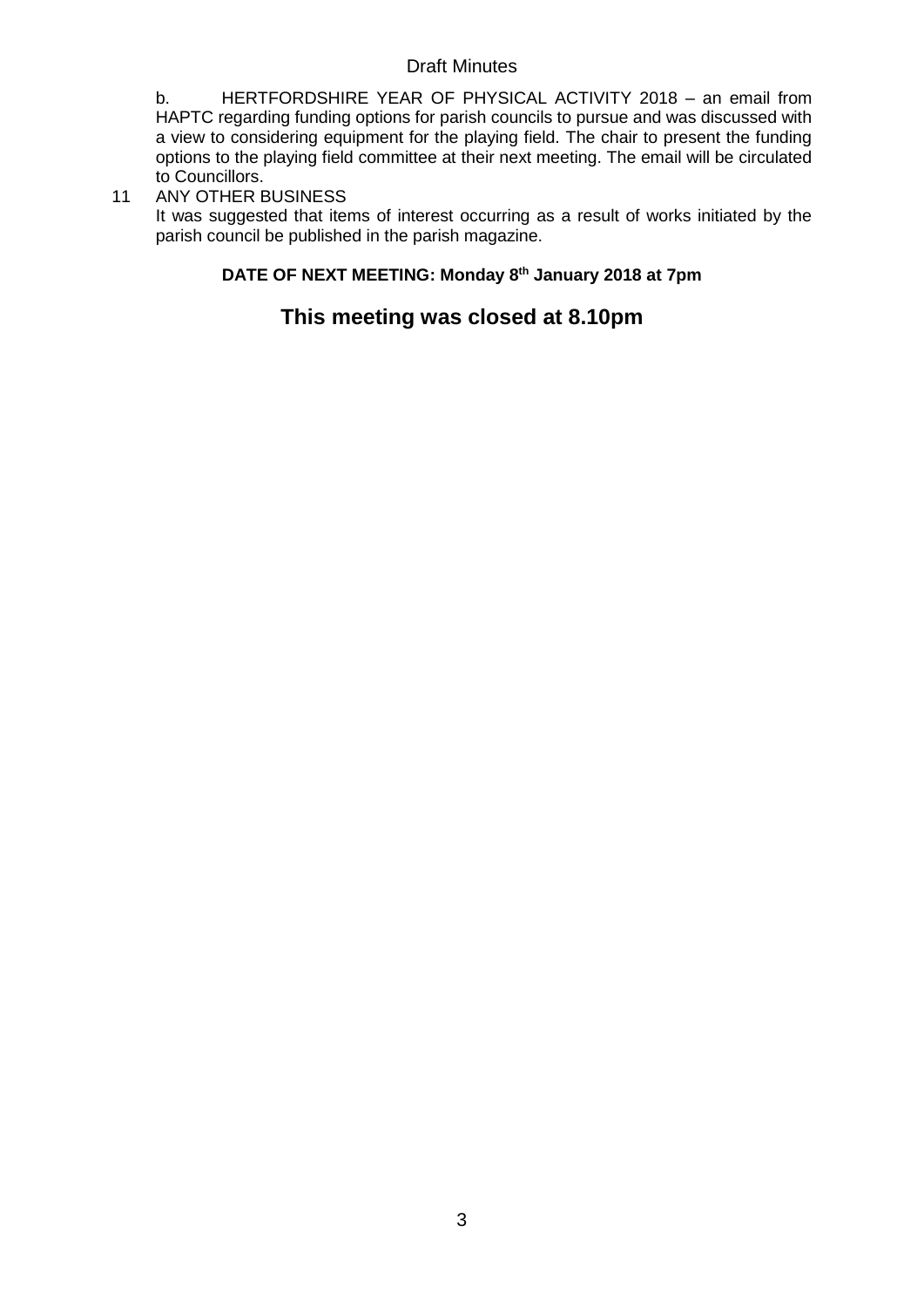b. HERTFORDSHIRE YEAR OF PHYSICAL ACTIVITY 2018 – an email from HAPTC regarding funding options for parish councils to pursue and was discussed with a view to considering equipment for the playing field. The chair to present the funding options to the playing field committee at their next meeting. The email will be circulated to Councillors.

11 ANY OTHER BUSINESS

It was suggested that items of interest occurring as a result of works initiated by the parish council be published in the parish magazine.

**DATE OF NEXT MEETING: Monday 8th January 2018 at 7pm**

## This meeting was closed at 8.10pm